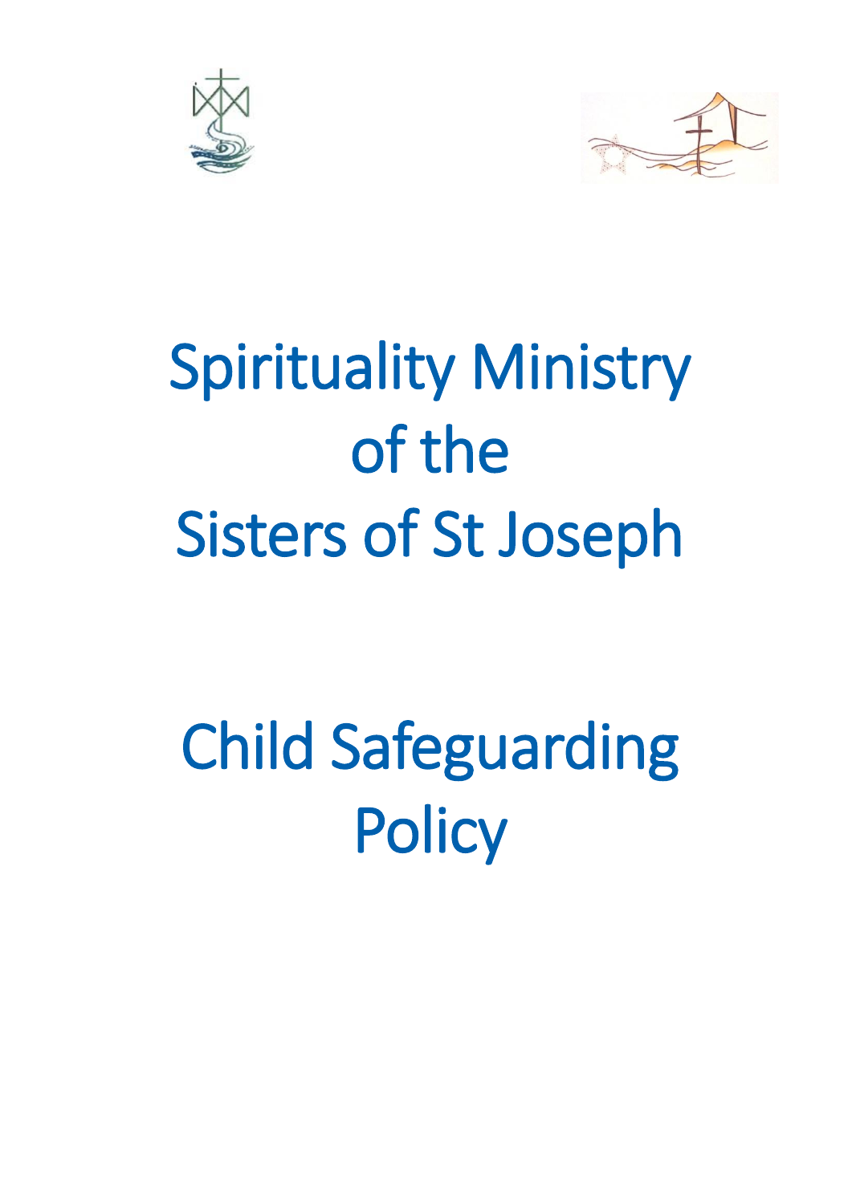# Spirituality Ministry of the Sisters of St Joseph

# Child Safeguarding Policy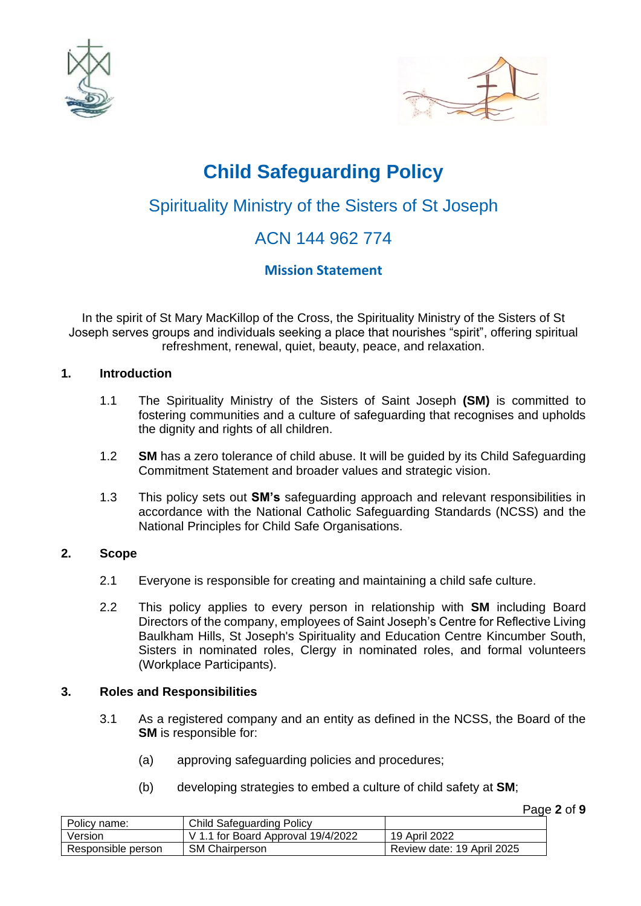# Child Safeguarding Policy

## Spirituality Ministry of the Sisters of St Joseph

## ACN 144 962 774

### Mission Statement

In the spirit of St Mary MacKillop of the Cross, the Spirituality Ministry of the Sisters of St Joseph serves groups and individuals seeking a place that nourishes "spirit", offering spiritual refreshment, renewal, quiet, beauty, peace, and relaxation.

**1. Introduction**

1.1 The Spirituality Ministry of the Sisters of Saint Joseph **(SM)** is committed to fostering communities and a culture of safeguarding that recognises and upholds the dignity and rights of all children.

1.2 **SM** has a zero tolerance of child abuse. It will be guided by its Child Safeguarding Commitment Statement and broader values and strategic vision.

1.3 This policy sets out **SM's** safeguarding approach and relevant responsibilities in accordance with the National Catholic Safeguarding Standards (NCSS) and the National Principles for Child Safe Organisations.

**2. Scope**

2.1 Everyone is responsible for creating and maintaining a child safe culture.

2.2 This policy applies to every person in relationship with **SM** including Board Directors of the company, employees of Saint Joseph's Centre for Reflective Living Baulkham Hills, St Joseph's Spirituality and Education Centre Kincumber South, Sisters in nominated roles, Clergy in nominated roles, and formal volunteers (Workplace Participants).

**3. Roles and Responsibilities**

3.1 As a registered company and an entity as defined in the NCSS, the Board of the **SM** is responsible for:

(a) approving safeguarding policies and procedures;

(b) developing strategies to embed a culture of child safety at **SM**;

| Policy name: | Child Safeguarding Policy | |
|---|---|---|
| Version | V 1.1 for Board Approval 19/4/2022 | 19 April 2022 |
| Responsible person | SM Chairperson | Review date: 19 April 2025 |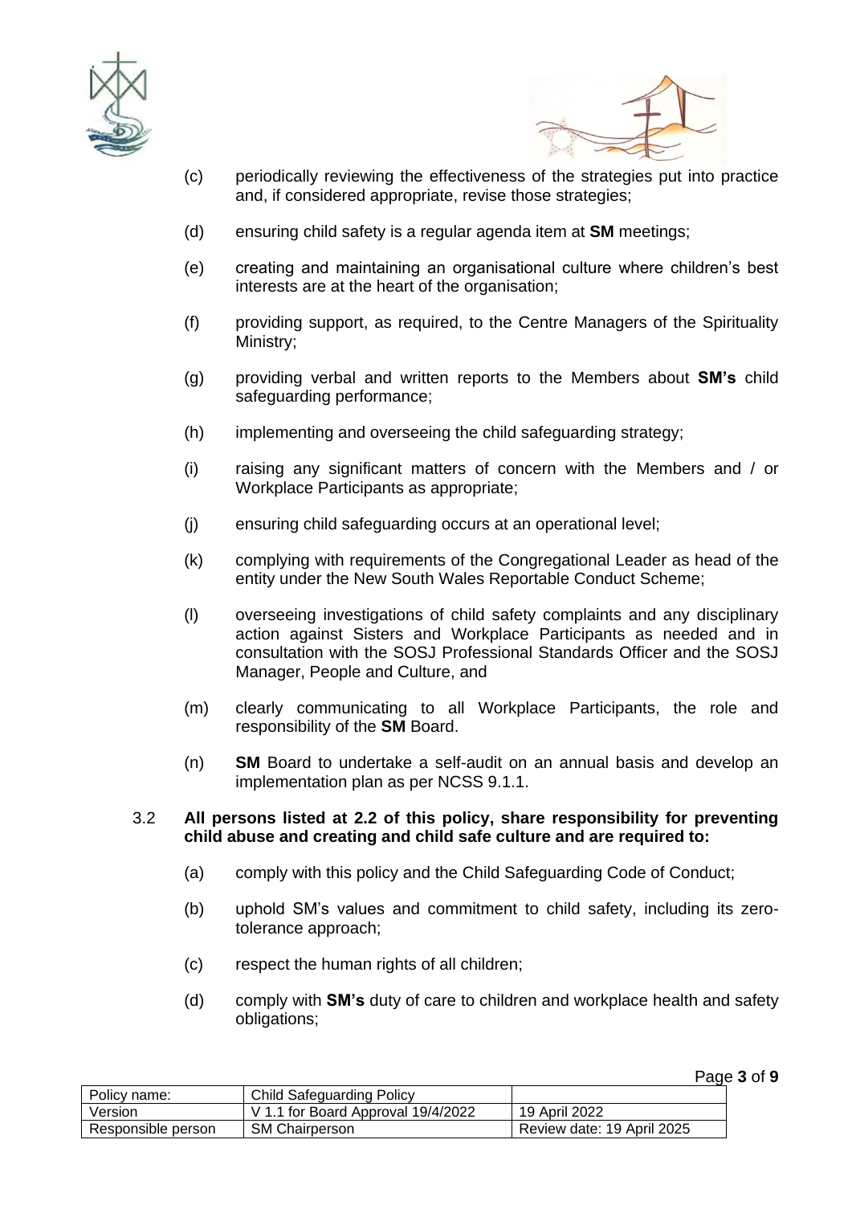(c) periodically reviewing the effectiveness of the strategies put into practice and, if considered appropriate, revise those strategies;

(d) ensuring child safety is a regular agenda item at **SM** meetings;

(e) creating and maintaining an organisational culture where children's best interests are at the heart of the organisation;

(f) providing support, as required, to the Centre Managers of the Spirituality Ministry;

(g) providing verbal and written reports to the Members about **SM's** child safeguarding performance;

(h) implementing and overseeing the child safeguarding strategy;

(i) raising any significant matters of concern with the Members and / or Workplace Participants as appropriate;

(j) ensuring child safeguarding occurs at an operational level;

(k) complying with requirements of the Congregational Leader as head of the entity under the New South Wales Reportable Conduct Scheme;

(l) overseeing investigations of child safety complaints and any disciplinary action against Sisters and Workplace Participants as needed and in consultation with the SOSJ Professional Standards Officer and the SOSJ Manager, People and Culture, and

(m) clearly communicating to all Workplace Participants, the role and responsibility of the **SM** Board.

(n) **SM** Board to undertake a self-audit on an annual basis and develop an implementation plan as per NCSS 9.1.1.

3.2 **All persons listed at 2.2 of this policy, share responsibility for preventing child abuse and creating and child safe culture and are required to:**

(a) comply with this policy and the Child Safeguarding Code of Conduct;

(b) uphold SM's values and commitment to child safety, including its zero-tolerance approach;

(c) respect the human rights of all children;

(d) comply with **SM's** duty of care to children and workplace health and safety obligations;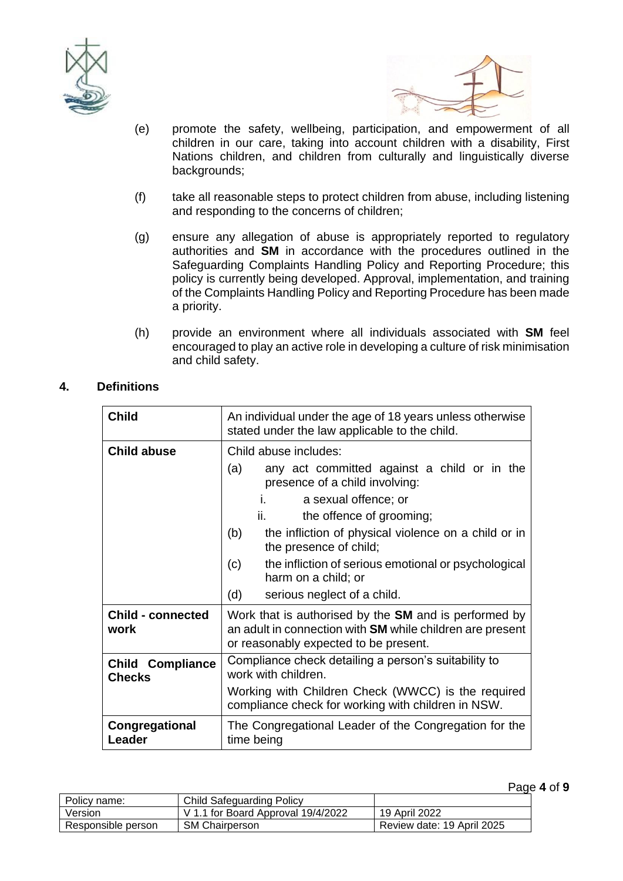(e) promote the safety, wellbeing, participation, and empowerment of all children in our care, taking into account children with a disability, First Nations children, and children from culturally and linguistically diverse backgrounds;

(f) take all reasonable steps to protect children from abuse, including listening and responding to the concerns of children;

(g) ensure any allegation of abuse is appropriately reported to regulatory authorities and **SM** in accordance with the procedures outlined in the Safeguarding Complaints Handling Policy and Reporting Procedure; this policy is currently being developed. Approval, implementation, and training of the Complaints Handling Policy and Reporting Procedure has been made a priority.

(h) provide an environment where all individuals associated with **SM** feel encouraged to play an active role in developing a culture of risk minimisation and child safety.

## 4. Definitions

| | |
|---|---|
| **Child** | An individual under the age of 18 years unless otherwise stated under the law applicable to the child. |
| **Child abuse** | Child abuse includes: (a) any act committed against a child or in the presence of a child involving: i. a sexual offence; or ii. the offence of grooming; (b) the infliction of physical violence on a child or in the presence of child; (c) the infliction of serious emotional or psychological harm on a child; or (d) serious neglect of a child. |
| **Child - connected work** | Work that is authorised by the **SM** and is performed by an adult in connection with **SM** while children are present or reasonably expected to be present. |
| **Child Compliance Checks** | Compliance check detailing a person's suitability to work with children. Working with Children Check (WWCC) is the required compliance check for working with children in NSW. |
| **Congregational Leader** | The Congregational Leader of the Congregation for the time being |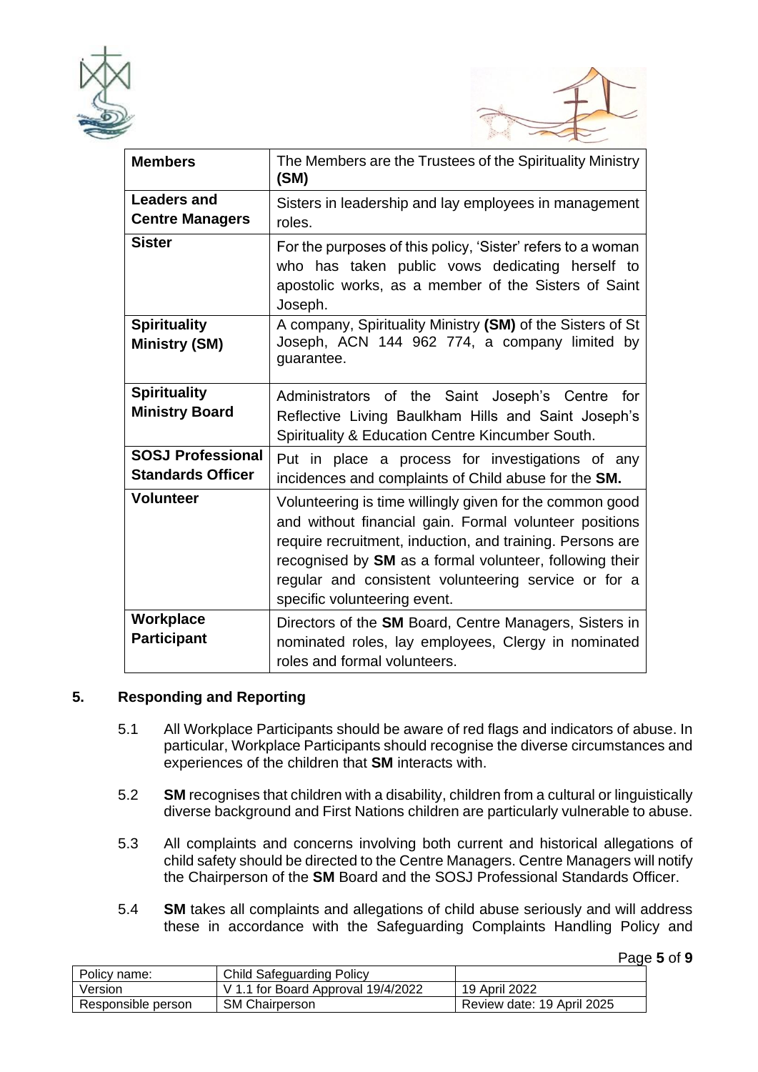| | |
|---|---|
| **Members** | The Members are the Trustees of the Spirituality Ministry **(SM)** |
| **Leaders and Centre Managers** | Sisters in leadership and lay employees in management roles. |
| **Sister** | For the purposes of this policy, 'Sister' refers to a woman who has taken public vows dedicating herself to apostolic works, as a member of the Sisters of Saint Joseph. |
| **Spirituality Ministry (SM)** | A company, Spirituality Ministry **(SM)** of the Sisters of St Joseph, ACN 144 962 774, a company limited by guarantee. |
| **Spirituality Ministry Board** | Administrators of the Saint Joseph's Centre for Reflective Living Baulkham Hills and Saint Joseph's Spirituality & Education Centre Kincumber South. |
| **SOSJ Professional Standards Officer** | Put in place a process for investigations of any incidences and complaints of Child abuse for the **SM.** |
| **Volunteer** | Volunteering is time willingly given for the common good and without financial gain. Formal volunteer positions require recruitment, induction, and training. Persons are recognised by **SM** as a formal volunteer, following their regular and consistent volunteering service or for a specific volunteering event. |
| **Workplace Participant** | Directors of the **SM** Board, Centre Managers, Sisters in nominated roles, lay employees, Clergy in nominated roles and formal volunteers. |

## 5. Responding and Reporting

5.1 All Workplace Participants should be aware of red flags and indicators of abuse. In particular, Workplace Participants should recognise the diverse circumstances and experiences of the children that **SM** interacts with.

5.2 **SM** recognises that children with a disability, children from a cultural or linguistically diverse background and First Nations children are particularly vulnerable to abuse.

5.3 All complaints and concerns involving both current and historical allegations of child safety should be directed to the Centre Managers. Centre Managers will notify the Chairperson of the **SM** Board and the SOSJ Professional Standards Officer.

5.4 **SM** takes all complaints and allegations of child abuse seriously and will address these in accordance with the Safeguarding Complaints Handling Policy and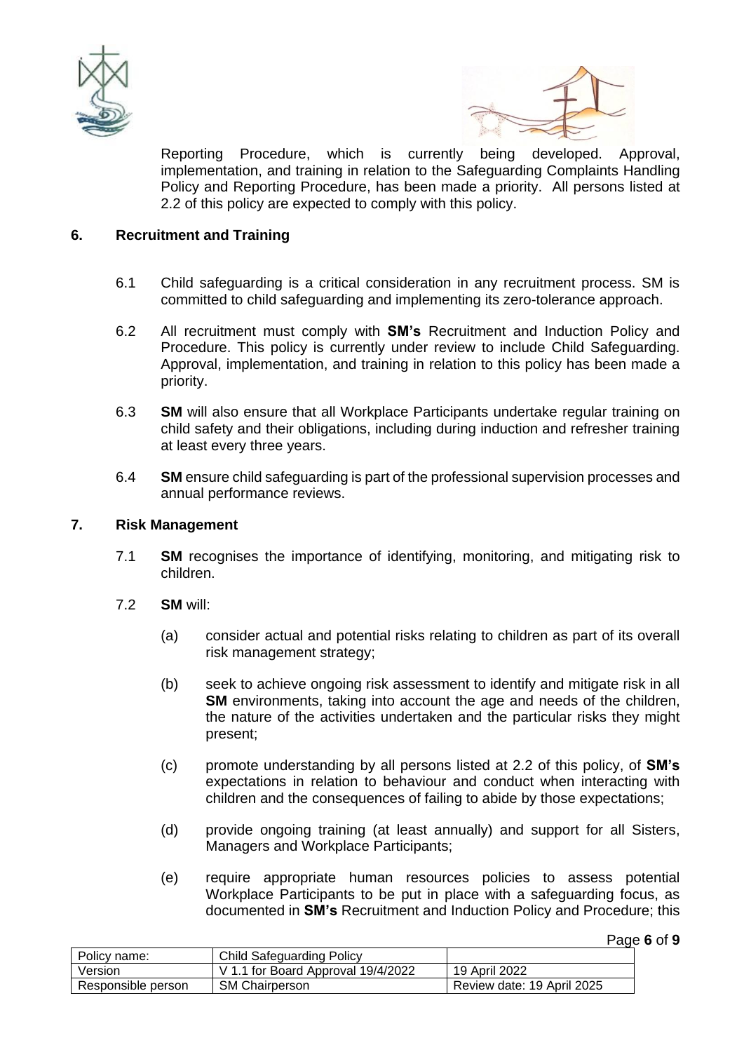Reporting Procedure, which is currently being developed. Approval, implementation, and training in relation to the Safeguarding Complaints Handling Policy and Reporting Procedure, has been made a priority. All persons listed at 2.2 of this policy are expected to comply with this policy.

## 6. Recruitment and Training

6.1 Child safeguarding is a critical consideration in any recruitment process. SM is committed to child safeguarding and implementing its zero-tolerance approach.

6.2 All recruitment must comply with **SM's** Recruitment and Induction Policy and Procedure. This policy is currently under review to include Child Safeguarding. Approval, implementation, and training in relation to this policy has been made a priority.

6.3 **SM** will also ensure that all Workplace Participants undertake regular training on child safety and their obligations, including during induction and refresher training at least every three years.

6.4 **SM** ensure child safeguarding is part of the professional supervision processes and annual performance reviews.

## 7. Risk Management

7.1 **SM** recognises the importance of identifying, monitoring, and mitigating risk to children.

7.2 **SM** will:

(a) consider actual and potential risks relating to children as part of its overall risk management strategy;

(b) seek to achieve ongoing risk assessment to identify and mitigate risk in all **SM** environments, taking into account the age and needs of the children, the nature of the activities undertaken and the particular risks they might present;

(c) promote understanding by all persons listed at 2.2 of this policy, of **SM's** expectations in relation to behaviour and conduct when interacting with children and the consequences of failing to abide by those expectations;

(d) provide ongoing training (at least annually) and support for all Sisters, Managers and Workplace Participants;

(e) require appropriate human resources policies to assess potential Workplace Participants to be put in place with a safeguarding focus, as documented in **SM's** Recruitment and Induction Policy and Procedure; this

| Policy name: | Child Safeguarding Policy | |
|---|---|---|
| Version | V 1.1 for Board Approval 19/4/2022 | 19 April 2022 |
| Responsible person | SM Chairperson | Review date: 19 April 2025 |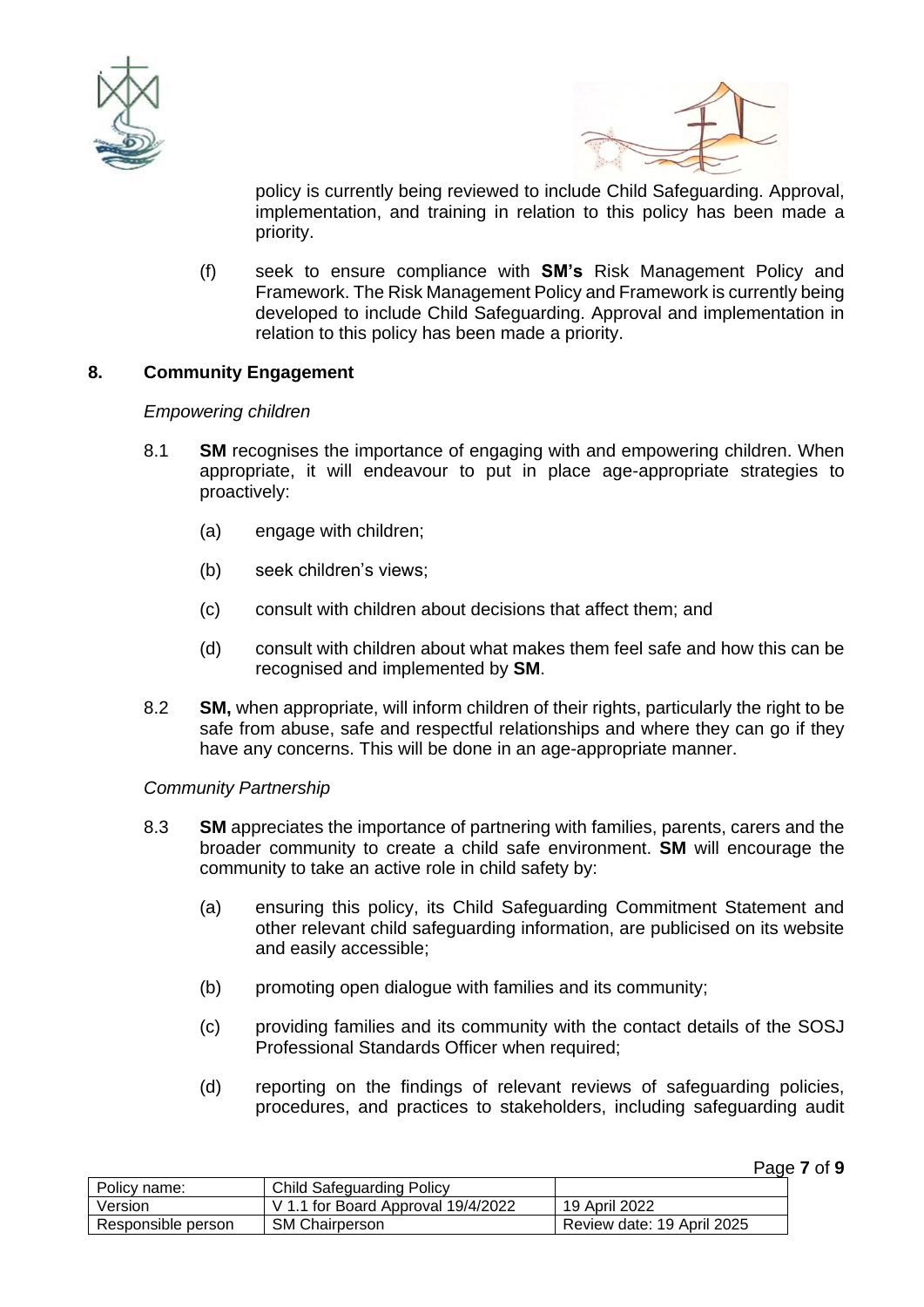policy is currently being reviewed to include Child Safeguarding. Approval, implementation, and training in relation to this policy has been made a priority.

(f) seek to ensure compliance with **SM's** Risk Management Policy and Framework. The Risk Management Policy and Framework is currently being developed to include Child Safeguarding. Approval and implementation in relation to this policy has been made a priority.

## 8. Community Engagement

*Empowering children*

8.1 **SM** recognises the importance of engaging with and empowering children. When appropriate, it will endeavour to put in place age-appropriate strategies to proactively:

(a) engage with children;

(b) seek children's views;

(c) consult with children about decisions that affect them; and

(d) consult with children about what makes them feel safe and how this can be recognised and implemented by **SM**.

8.2 **SM,** when appropriate, will inform children of their rights, particularly the right to be safe from abuse, safe and respectful relationships and where they can go if they have any concerns. This will be done in an age-appropriate manner.

*Community Partnership*

8.3 **SM** appreciates the importance of partnering with families, parents, carers and the broader community to create a child safe environment. **SM** will encourage the community to take an active role in child safety by:

(a) ensuring this policy, its Child Safeguarding Commitment Statement and other relevant child safeguarding information, are publicised on its website and easily accessible;

(b) promoting open dialogue with families and its community;

(c) providing families and its community with the contact details of the SOSJ Professional Standards Officer when required;

(d) reporting on the findings of relevant reviews of safeguarding policies, procedures, and practices to stakeholders, including safeguarding audit

| Policy name: | Child Safeguarding Policy | |
| --- | --- | --- |
| Version | V 1.1 for Board Approval 19/4/2022 | 19 April 2022 |
| Responsible person | SM Chairperson | Review date: 19 April 2025 |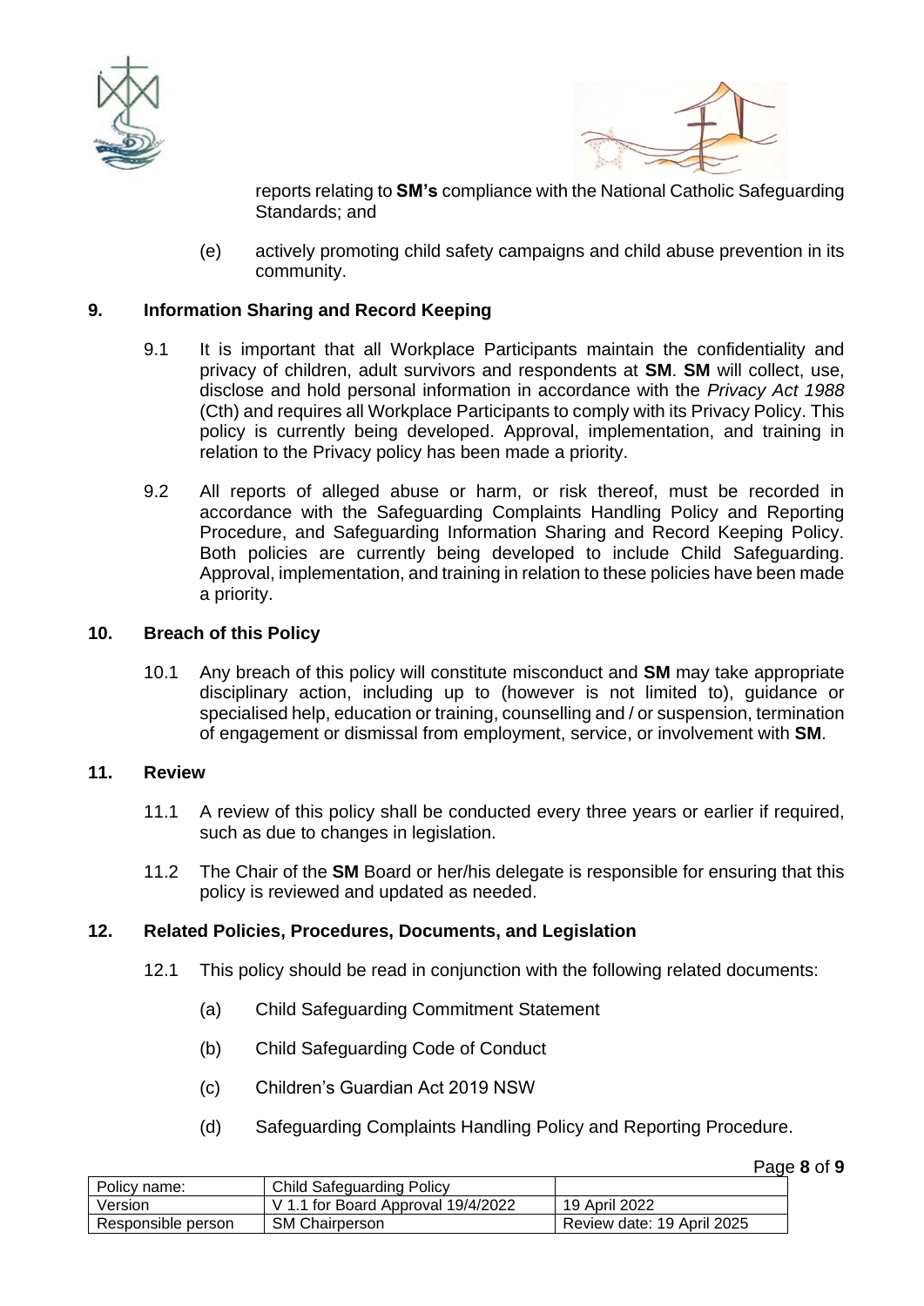reports relating to **SM's** compliance with the National Catholic Safeguarding Standards; and

(e) actively promoting child safety campaigns and child abuse prevention in its community.

## 9. Information Sharing and Record Keeping

9.1 It is important that all Workplace Participants maintain the confidentiality and privacy of children, adult survivors and respondents at **SM**. **SM** will collect, use, disclose and hold personal information in accordance with the *Privacy Act 1988* (Cth) and requires all Workplace Participants to comply with its Privacy Policy. This policy is currently being developed. Approval, implementation, and training in relation to the Privacy policy has been made a priority.

9.2 All reports of alleged abuse or harm, or risk thereof, must be recorded in accordance with the Safeguarding Complaints Handling Policy and Reporting Procedure, and Safeguarding Information Sharing and Record Keeping Policy. Both policies are currently being developed to include Child Safeguarding. Approval, implementation, and training in relation to these policies have been made a priority.

## 10. Breach of this Policy

10.1 Any breach of this policy will constitute misconduct and **SM** may take appropriate disciplinary action, including up to (however is not limited to), guidance or specialised help, education or training, counselling and / or suspension, termination of engagement or dismissal from employment, service, or involvement with **SM**.

## 11. Review

11.1 A review of this policy shall be conducted every three years or earlier if required, such as due to changes in legislation.

11.2 The Chair of the **SM** Board or her/his delegate is responsible for ensuring that this policy is reviewed and updated as needed.

## 12. Related Policies, Procedures, Documents, and Legislation

12.1 This policy should be read in conjunction with the following related documents:

(a) Child Safeguarding Commitment Statement

(b) Child Safeguarding Code of Conduct

(c) Children's Guardian Act 2019 NSW

(d) Safeguarding Complaints Handling Policy and Reporting Procedure.

| Policy name: | Child Safeguarding Policy | |
|---|---|---|
| Version | V 1.1 for Board Approval 19/4/2022 | 19 April 2022 |
| Responsible person | SM Chairperson | Review date: 19 April 2025 |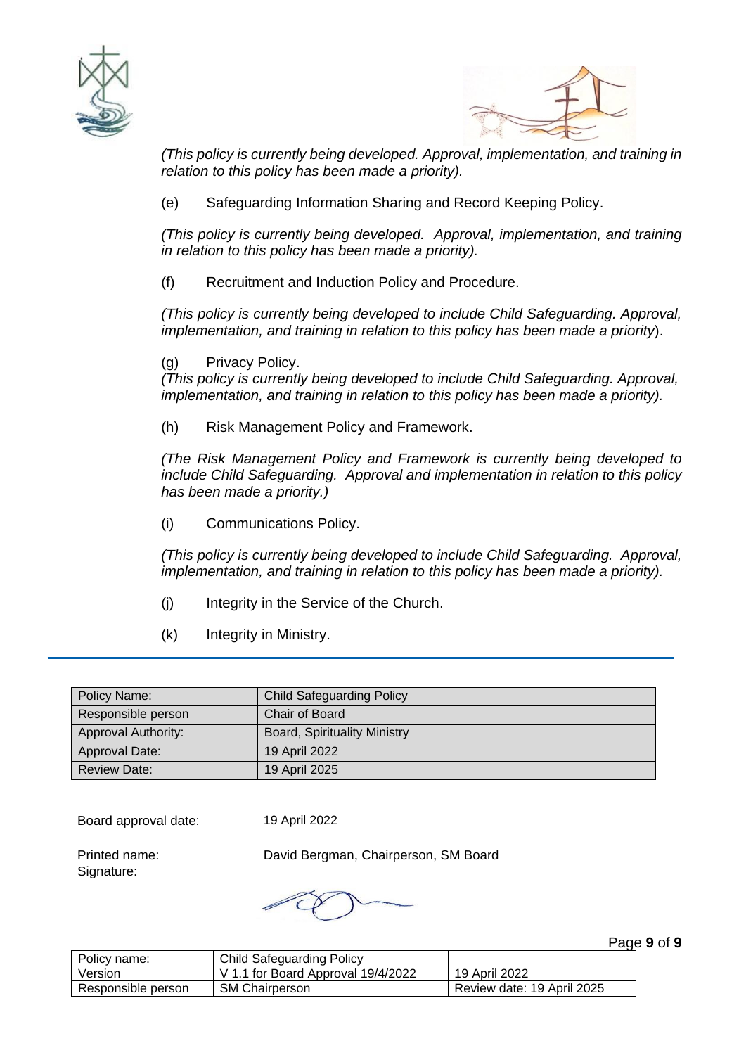*(This policy is currently being developed. Approval, implementation, and training in relation to this policy has been made a priority).*

(e) Safeguarding Information Sharing and Record Keeping Policy.

*(This policy is currently being developed. Approval, implementation, and training in relation to this policy has been made a priority).*

(f) Recruitment and Induction Policy and Procedure.

*(This policy is currently being developed to include Child Safeguarding. Approval, implementation, and training in relation to this policy has been made a priority*).

(g) Privacy Policy.
*(This policy is currently being developed to include Child Safeguarding. Approval, implementation, and training in relation to this policy has been made a priority).*

(h) Risk Management Policy and Framework.

*(The Risk Management Policy and Framework is currently being developed to include Child Safeguarding. Approval and implementation in relation to this policy has been made a priority.)*

(i) Communications Policy.

*(This policy is currently being developed to include Child Safeguarding. Approval, implementation, and training in relation to this policy has been made a priority).*

(j) Integrity in the Service of the Church.

(k) Integrity in Ministry.

---

| | |
|---|---|
| Policy Name: | Child Safeguarding Policy |
| Responsible person | Chair of Board |
| Approval Authority: | Board, Spirituality Ministry |
| Approval Date: | 19 April 2022 |
| Review Date: | 19 April 2025 |

Board approval date: 19 April 2022

Printed name: David Bergman, Chairperson, SM Board

Signature:

| | | |
|---|---|---|
| Policy name: | Child Safeguarding Policy | |
| Version | V 1.1 for Board Approval 19/4/2022 | 19 April 2022 |
| Responsible person | SM Chairperson | Review date: 19 April 2025 |